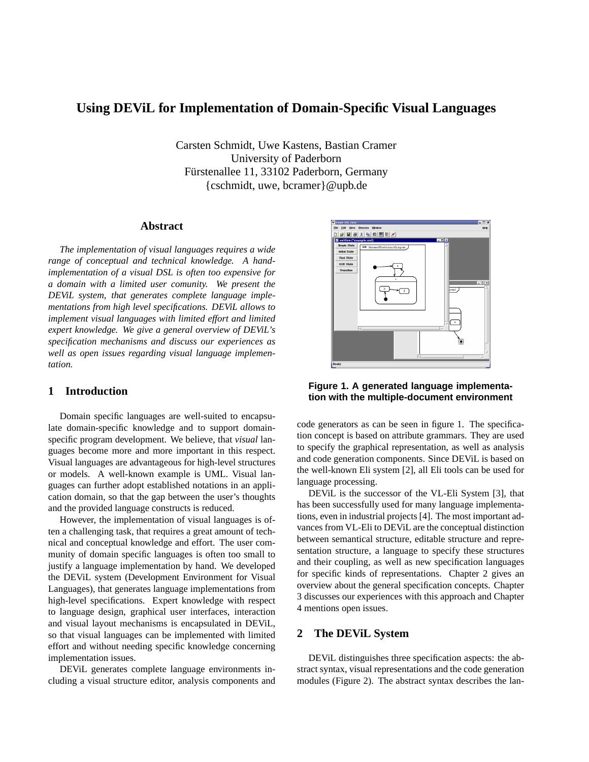# Using DEViL for Implementation of Domain-Specific Visual Languages

Carsten Schmidt, Uwe Kastens, Bastian Cramer
University of Paderborn
Fürstenallee 11, 33102 Paderborn, Germany
{cschmidt, uwe, bcramer}@upb.de

## Abstract

*The implementation of visual languages requires a wide range of conceptual and technical knowledge. A hand-implementation of a visual DSL is often too expensive for a domain with a limited user comunity. We present the DEViL system, that generates complete language implementations from high level specifications. DEViL allows to implement visual languages with limited effort and limited expert knowledge. We give a general overview of DEViL's specification mechanisms and discuss our experiences as well as open issues regarding visual language implementation.*

## 1 Introduction

Domain specific languages are well-suited to encapsulate domain-specific knowledge and to support domain-specific program development. We believe, that *visual* languages become more and more important in this respect. Visual languages are advantageous for high-level structures or models. A well-known example is UML. Visual languages can further adopt established notations in an application domain, so that the gap between the user's thoughts and the provided language constructs is reduced.

However, the implementation of visual languages is often a challenging task, that requires a great amount of technical and conceptual knowledge and effort. The user community of domain specific languages is often too small to justify a language implementation by hand. We developed the DEViL system (Development Environment for Visual Languages), that generates language implementations from high-level specifications. Expert knowledge with respect to language design, graphical user interfaces, interaction and visual layout mechanisms is encapsulated in DEViL, so that visual languages can be implemented with limited effort and without needing specific knowledge concerning implementation issues.

DEViL generates complete language environments including a visual structure editor, analysis components and code generators as can be seen in figure 1. The specification concept is based on attribute grammars. They are used to specify the graphical representation, as well as analysis and code generation components. Since DEViL is based on the well-known Eli system [2], all Eli tools can be used for language processing.

**Figure 1. A generated language implementation with the multiple-document environment**

DEViL is the successor of the VL-Eli System [3], that has been successfully used for many language implementations, even in industrial projects [4]. The most important advances from VL-Eli to DEViL are the conceptual distinction between semantical structure, editable structure and representation structure, a language to specify these structures and their coupling, as well as new specification languages for specific kinds of representations. Chapter 2 gives an overview about the general specification concepts. Chapter 3 discusses our experiences with this approach and Chapter 4 mentions open issues.

## 2 The DEViL System

DEViL distinguishes three specification aspects: the abstract syntax, visual representations and the code generation modules (Figure 2). The abstract syntax describes the lan-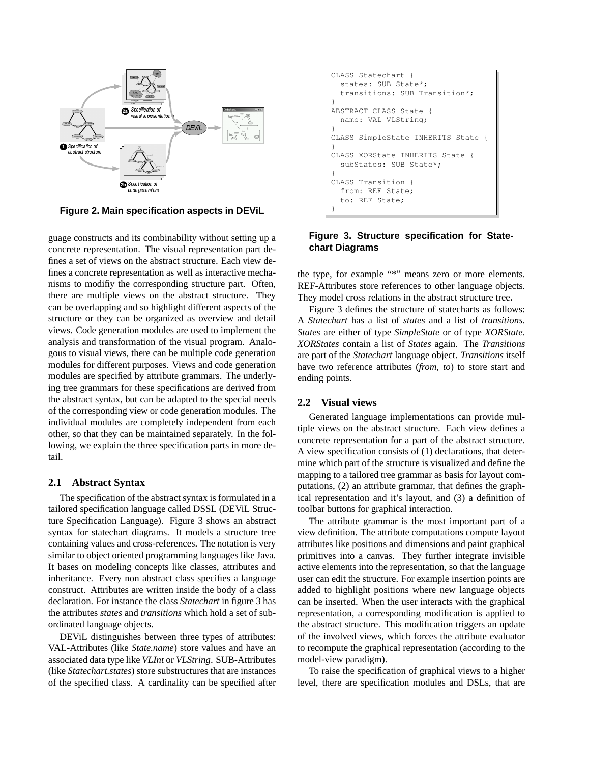Figure 2. Main specification aspects in DEViL

guage constructs and its combinability without setting up a concrete representation. The visual representation part defines a set of views on the abstract structure. Each view defines a concrete representation as well as interactive mechanisms to modifiy the corresponding structure part. Often, there are multiple views on the abstract structure. They can be overlapping and so highlight different aspects of the structure or they can be organized as overview and detail views. Code generation modules are used to implement the analysis and transformation of the visual program. Analogous to visual views, there can be multiple code generation modules for different purposes. Views and code generation modules are specified by attribute grammars. The underlying tree grammars for these specifications are derived from the abstract syntax, but can be adapted to the special needs of the corresponding view or code generation modules. The individual modules are completely independent from each other, so that they can be maintained separately. In the following, we explain the three specification parts in more detail.

### 2.1 Abstract Syntax

The specification of the abstract syntax is formulated in a tailored specification language called DSSL (DEViL Structure Specification Language). Figure 3 shows an abstract syntax for statechart diagrams. It models a structure tree containing values and cross-references. The notation is very similar to object oriented programming languages like Java. It bases on modeling concepts like classes, attributes and inheritance. Every non abstract class specifies a language construct. Attributes are written inside the body of a class declaration. For instance the class *Statechart* in figure 3 has the attributes *states* and *transitions* which hold a set of subordinated language objects.

DEViL distinguishes between three types of attributes: VAL-Attributes (like *State.name*) store values and have an associated data type like *VLInt* or *VLString*. SUB-Attributes (like *Statechart.states*) store substructures that are instances of the specified class. A cardinality can be specified after

```
CLASS Statechart {
  states: SUB State*;
  transitions: SUB Transition*;
}
ABSTRACT CLASS State {
  name: VAL VLString;
}
CLASS SimpleState INHERITS State {
}
CLASS XORState INHERITS State {
  subStates: SUB State*;
}
CLASS Transition {
  from: REF State;
  to: REF State;
}
```

**Figure 3. Structure specification for Statechart Diagrams**

the type, for example "*" means zero or more elements. REF-Attributes store references to other language objects. They model cross relations in the abstract structure tree.

Figure 3 defines the structure of statecharts as follows: A *Statechart* has a list of *states* and a list of *transitions*. *States* are either of type *SimpleState* or of type *XORState*. *XORStates* contain a list of *States* again. The *Transitions* are part of the *Statechart* language object. *Transitions* itself have two reference attributes (*from*, *to*) to store start and ending points.

### 2.2 Visual views

Generated language implementations can provide multiple views on the abstract structure. Each view defines a concrete representation for a part of the abstract structure. A view specification consists of (1) declarations, that determine which part of the structure is visualized and define the mapping to a tailored tree grammar as basis for layout computations, (2) an attribute grammar, that defines the graphical representation and it's layout, and (3) a definition of toolbar buttons for graphical interaction.

The attribute grammar is the most important part of a view definition. The attribute computations compute layout attributes like positions and dimensions and paint graphical primitives into a canvas. They further integrate invisible active elements into the representation, so that the language user can edit the structure. For example insertion points are added to highlight positions where new language objects can be inserted. When the user interacts with the graphical representation, a corresponding modification is applied to the abstract structure. This modification triggers an update of the involved views, which forces the attribute evaluator to recompute the graphical representation (according to the model-view paradigm).

To raise the specification of graphical views to a higher level, there are specification modules and DSLs, that are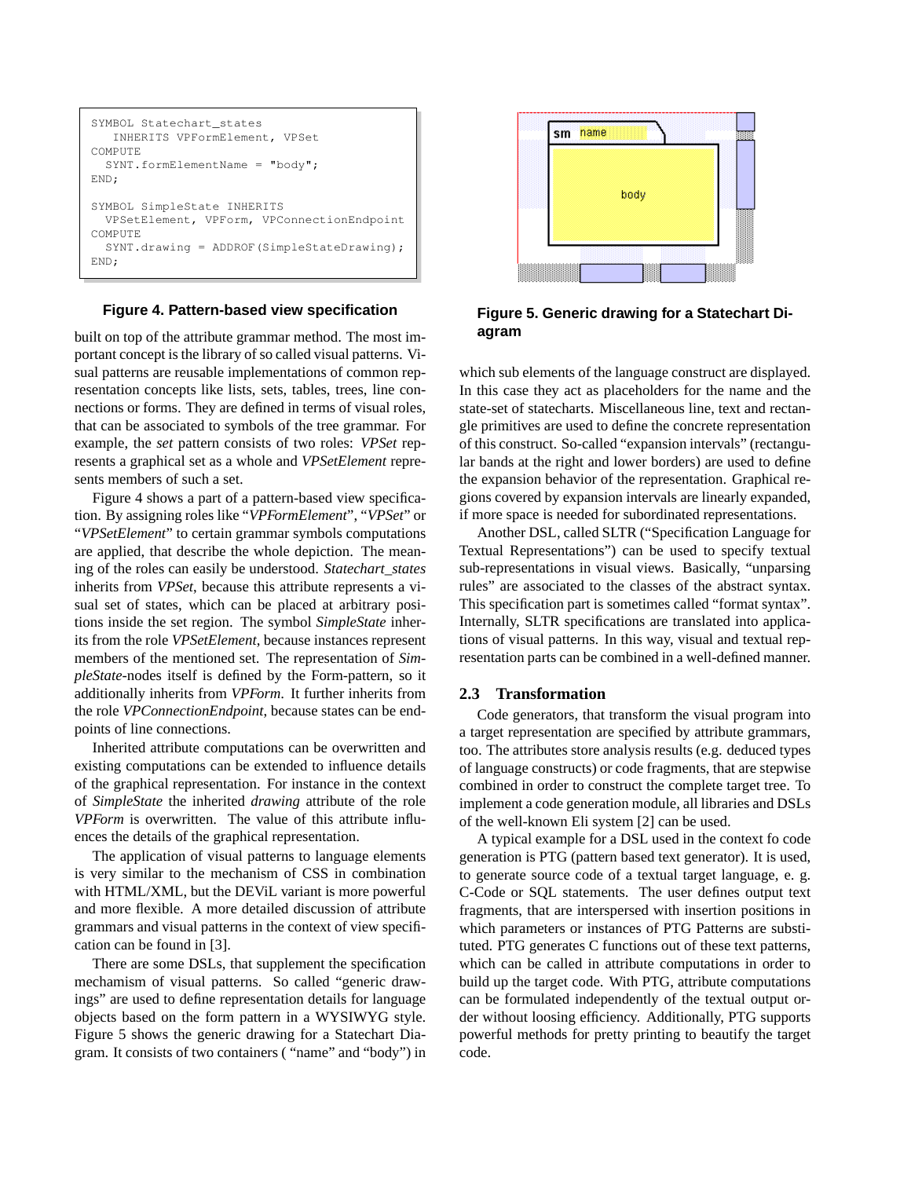```
SYMBOL Statechart_states
   INHERITS VPFormElement, VPSet
COMPUTE
  SYNT.formElementName = "body";
END;

SYMBOL SimpleState INHERITS
  VPSetElement, VPForm, VPConnectionEndpoint
COMPUTE
  SYNT.drawing = ADDROF(SimpleStateDrawing);
END;
```

**Figure 4. Pattern-based view specification**

built on top of the attribute grammar method. The most important concept is the library of so called visual patterns. Visual patterns are reusable implementations of common representation concepts like lists, sets, tables, trees, line connections or forms. They are defined in terms of visual roles, that can be associated to symbols of the tree grammar. For example, the *set* pattern consists of two roles: *VPSet* represents a graphical set as a whole and *VPSetElement* represents members of such a set.

Figure 4 shows a part of a pattern-based view specification. By assigning roles like "*VPFormElement*", "*VPSet*" or "*VPSetElement*" to certain grammar symbols computations are applied, that describe the whole depiction. The meaning of the roles can easily be understood. *Statechart_states* inherits from *VPSet*, because this attribute represents a visual set of states, which can be placed at arbitrary positions inside the set region. The symbol *SimpleState* inherits from the role *VPSetElement*, because instances represent members of the mentioned set. The representation of *SimpleState*-nodes itself is defined by the Form-pattern, so it additionally inherits from *VPForm*. It further inherits from the role *VPConnectionEndpoint*, because states can be endpoints of line connections.

Inherited attribute computations can be overwritten and existing computations can be extended to influence details of the graphical representation. For instance in the context of *SimpleState* the inherited *drawing* attribute of the role *VPForm* is overwritten. The value of this attribute influences the details of the graphical representation.

The application of visual patterns to language elements is very similar to the mechanism of CSS in combination with HTML/XML, but the DEViL variant is more powerful and more flexible. A more detailed discussion of attribute grammars and visual patterns in the context of view specification can be found in [3].

There are some DSLs, that supplement the specification mechamism of visual patterns. So called "generic drawings" are used to define representation details for language objects based on the form pattern in a WYSIWYG style. Figure 5 shows the generic drawing for a Statechart Diagram. It consists of two containers ( "name" and "body") in which sub elements of the language construct are displayed. In this case they act as placeholders for the name and the state-set of statecharts. Miscellaneous line, text and rectangle primitives are used to define the concrete representation of this construct. So-called "expansion intervals" (rectangular bands at the right and lower borders) are used to define the expansion behavior of the representation. Graphical regions covered by expansion intervals are linearly expanded, if more space is needed for subordinated representations.

**Figure 5. Generic drawing for a Statechart Diagram**

Another DSL, called SLTR ("Specification Language for Textual Representations") can be used to specify textual sub-representations in visual views. Basically, "unparsing rules" are associated to the classes of the abstract syntax. This specification part is sometimes called "format syntax". Internally, SLTR specifications are translated into applications of visual patterns. In this way, visual and textual representation parts can be combined in a well-defined manner.

### 2.3 Transformation

Code generators, that transform the visual program into a target representation are specified by attribute grammars, too. The attributes store analysis results (e.g. deduced types of language constructs) or code fragments, that are stepwise combined in order to construct the complete target tree. To implement a code generation module, all libraries and DSLs of the well-known Eli system [2] can be used.

A typical example for a DSL used in the context fo code generation is PTG (pattern based text generator). It is used, to generate source code of a textual target language, e. g. C-Code or SQL statements. The user defines output text fragments, that are interspersed with insertion positions in which parameters or instances of PTG Patterns are substituted. PTG generates C functions out of these text patterns, which can be called in attribute computations in order to build up the target code. With PTG, attribute computations can be formulated independently of the textual output order without loosing efficiency. Additionally, PTG supports powerful methods for pretty printing to beautify the target code.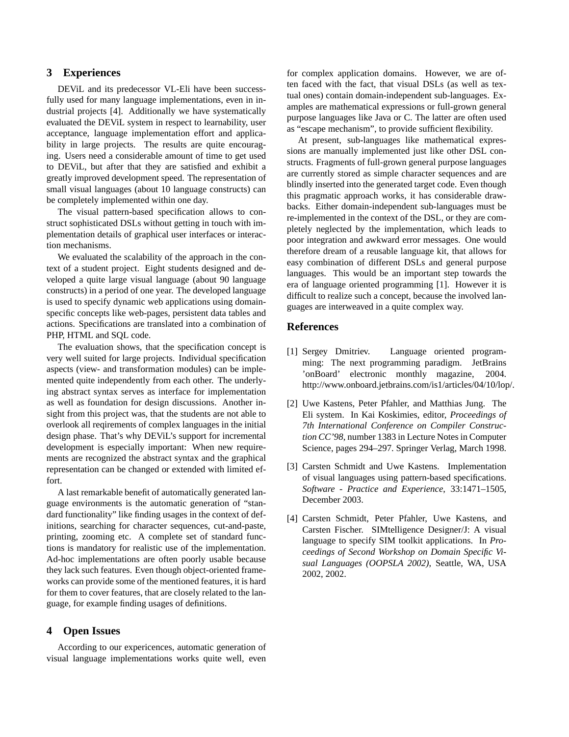## 3 Experiences

DEViL and its predecessor VL-Eli have been successfully used for many language implementations, even in industrial projects [4]. Additionally we have systematically evaluated the DEViL system in respect to learnability, user acceptance, language implementation effort and applicability in large projects. The results are quite encouraging. Users need a considerable amount of time to get used to DEViL, but after that they are satisfied and exhibit a greatly improved development speed. The representation of small visual languages (about 10 language constructs) can be completely implemented within one day.

The visual pattern-based specification allows to construct sophisticated DSLs without getting in touch with implementation details of graphical user interfaces or interaction mechanisms.

We evaluated the scalability of the approach in the context of a student project. Eight students designed and developed a quite large visual language (about 90 language constructs) in a period of one year. The developed language is used to specify dynamic web applications using domain-specific concepts like web-pages, persistent data tables and actions. Specifications are translated into a combination of PHP, HTML and SQL code.

The evaluation shows, that the specification concept is very well suited for large projects. Individual specification aspects (view- and transformation modules) can be implemented quite independently from each other. The underlying abstract syntax serves as interface for implementation as well as foundation for design discussions. Another insight from this project was, that the students are not able to overlook all reqirements of complex languages in the initial design phase. That's why DEViL's support for incremental development is especially important: When new requirements are recognized the abstract syntax and the graphical representation can be changed or extended with limited effort.

A last remarkable benefit of automatically generated language environments is the automatic generation of "standard functionality" like finding usages in the context of definitions, searching for character sequences, cut-and-paste, printing, zooming etc. A complete set of standard functions is mandatory for realistic use of the implementation. Ad-hoc implementations are often poorly usable because they lack such features. Even though object-oriented frameworks can provide some of the mentioned features, it is hard for them to cover features, that are closely related to the language, for example finding usages of definitions.

## 4 Open Issues

According to our expericences, automatic generation of visual language implementations works quite well, even for complex application domains. However, we are often faced with the fact, that visual DSLs (as well as textual ones) contain domain-independent sub-languages. Examples are mathematical expressions or full-grown general purpose languages like Java or C. The latter are often used as "escape mechanism", to provide sufficient flexibility.

At present, sub-languages like mathematical expressions are manually implemented just like other DSL constructs. Fragments of full-grown general purpose languages are currently stored as simple character sequences and are blindly inserted into the generated target code. Even though this pragmatic approach works, it has considerable drawbacks. Either domain-independent sub-languages must be re-implemented in the context of the DSL, or they are completely neglected by the implementation, which leads to poor integration and awkward error messages. One would therefore dream of a reusable language kit, that allows for easy combination of different DSLs and general purpose languages. This would be an important step towards the era of language oriented programming [1]. However it is difficult to realize such a concept, because the involved languages are interweaved in a quite complex way.

## References

[1] Sergey Dmitriev. Language oriented programming: The next programming paradigm. JetBrains 'onBoard' electronic monthly magazine, 2004. http://www.onboard.jetbrains.com/is1/articles/04/10/lop/.

[2] Uwe Kastens, Peter Pfahler, and Matthias Jung. The Eli system. In Kai Koskimies, editor, *Proceedings of 7th International Conference on Compiler Construction CC'98*, number 1383 in Lecture Notes in Computer Science, pages 294–297. Springer Verlag, March 1998.

[3] Carsten Schmidt and Uwe Kastens. Implementation of visual languages using pattern-based specifications. *Software - Practice and Experience*, 33:1471–1505, December 2003.

[4] Carsten Schmidt, Peter Pfahler, Uwe Kastens, and Carsten Fischer. SIMtelligence Designer/J: A visual language to specify SIM toolkit applications. In *Proceedings of Second Workshop on Domain Specific Visual Languages (OOPSLA 2002)*, Seattle, WA, USA 2002, 2002.